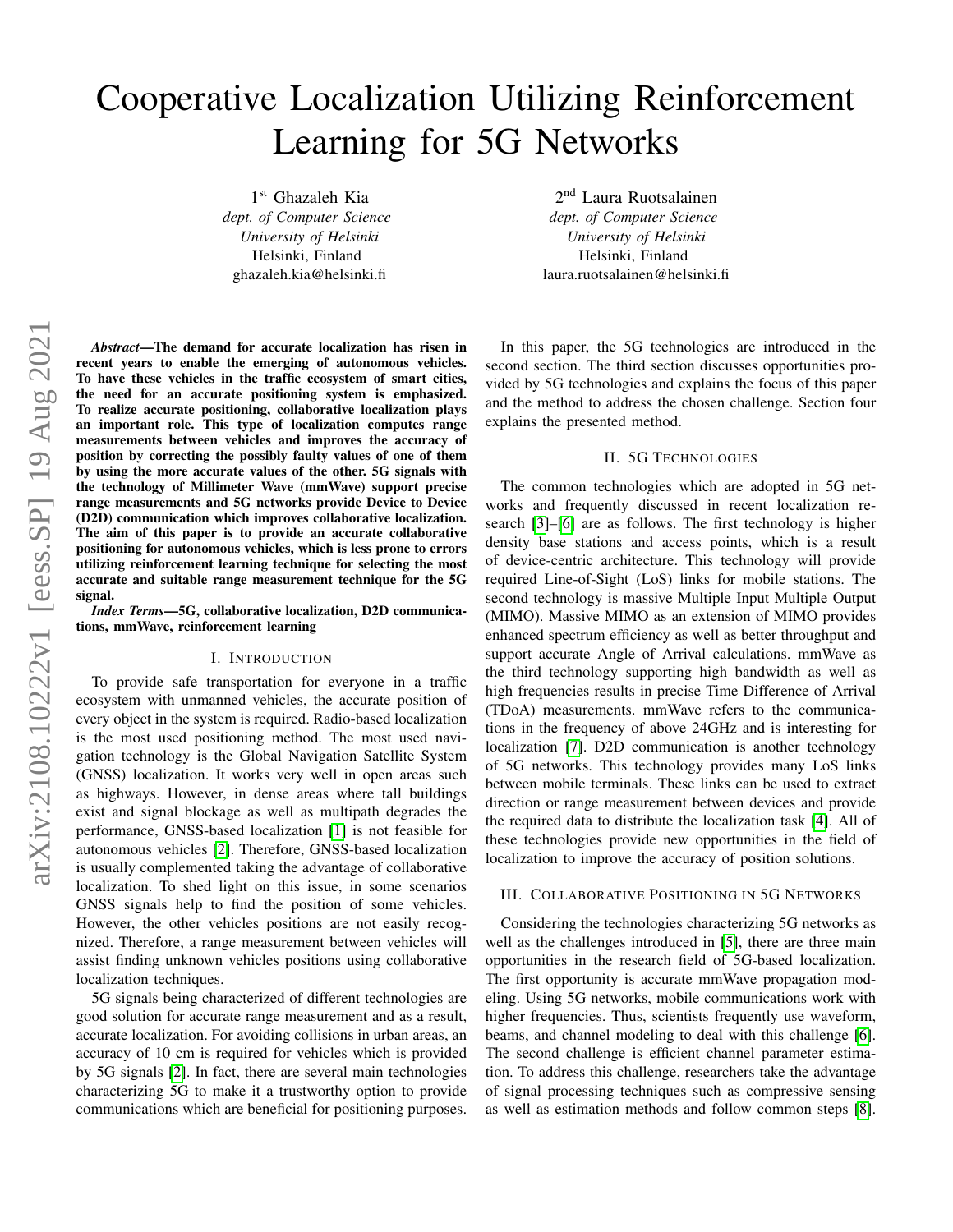# Cooperative Localization Utilizing Reinforcement Learning for 5G Networks

1[st] Ghazaleh Kia
*dept. of Computer Science*
*University of Helsinki*
Helsinki, Finland
ghazaleh.kia@helsinki.fi

2[nd] Laura Ruotsalainen
*dept. of Computer Science*
*University of Helsinki*
Helsinki, Finland
laura.ruotsalainen@helsinki.fi

***Abstract*—The demand for accurate localization has risen in recent years to enable the emerging of autonomous vehicles. To have these vehicles in the traffic ecosystem of smart cities, the need for an accurate positioning system is emphasized. To realize accurate positioning, collaborative localization plays an important role. This type of localization computes range measurements between vehicles and improves the accuracy of position by correcting the possibly faulty values of one of them by using the more accurate values of the other. 5G signals with the technology of Millimeter Wave (mmWave) support precise range measurements and 5G networks provide Device to Device (D2D) communication which improves collaborative localization. The aim of this paper is to provide an accurate collaborative positioning for autonomous vehicles, which is less prone to errors utilizing reinforcement learning technique for selecting the most accurate and suitable range measurement technique for the 5G signal.**

***Index Terms*—5G, collaborative localization, D2D communications, mmWave, reinforcement learning**

## I. Introduction

To provide safe transportation for everyone in a traffic ecosystem with unmanned vehicles, the accurate position of every object in the system is required. Radio-based localization is the most used positioning method. The most used navigation technology is the Global Navigation Satellite System (GNSS) localization. It works very well in open areas such as highways. However, in dense areas where tall buildings exist and signal blockage as well as multipath degrades the performance, GNSS-based localization [1] is not feasible for autonomous vehicles [2]. Therefore, GNSS-based localization is usually complemented taking the advantage of collaborative localization. To shed light on this issue, in some scenarios GNSS signals help to find the position of some vehicles. However, the other vehicles positions are not easily recognized. Therefore, a range measurement between vehicles will assist finding unknown vehicles positions using collaborative localization techniques.

5G signals being characterized of different technologies are good solution for accurate range measurement and as a result, accurate localization. For avoiding collisions in urban areas, an accuracy of 10 cm is required for vehicles which is provided by 5G signals [2]. In fact, there are several main technologies characterizing 5G to make it a trustworthy option to provide communications which are beneficial for positioning purposes.

In this paper, the 5G technologies are introduced in the second section. The third section discusses opportunities provided by 5G technologies and explains the focus of this paper and the method to address the chosen challenge. Section four explains the presented method.

## II. 5G Technologies

The common technologies which are adopted in 5G networks and frequently discussed in recent localization research [3]–[6] are as follows. The first technology is higher density base stations and access points, which is a result of device-centric architecture. This technology will provide required Line-of-Sight (LoS) links for mobile stations. The second technology is massive Multiple Input Multiple Output (MIMO). Massive MIMO as an extension of MIMO provides enhanced spectrum efficiency as well as better throughput and support accurate Angle of Arrival calculations. mmWave as the third technology supporting high bandwidth as well as high frequencies results in precise Time Difference of Arrival (TDoA) measurements. mmWave refers to the communications in the frequency of above 24GHz and is interesting for localization [7]. D2D communication is another technology of 5G networks. This technology provides many LoS links between mobile terminals. These links can be used to extract direction or range measurement between devices and provide the required data to distribute the localization task [4]. All of these technologies provide new opportunities in the field of localization to improve the accuracy of position solutions.

## III. Collaborative Positioning in 5G Networks

Considering the technologies characterizing 5G networks as well as the challenges introduced in [5], there are three main opportunities in the research field of 5G-based localization. The first opportunity is accurate mmWave propagation modeling. Using 5G networks, mobile communications work with higher frequencies. Thus, scientists frequently use waveform, beams, and channel modeling to deal with this challenge [6]. The second challenge is efficient channel parameter estimation. To address this challenge, researchers take the advantage of signal processing techniques such as compressive sensing as well as estimation methods and follow common steps [8].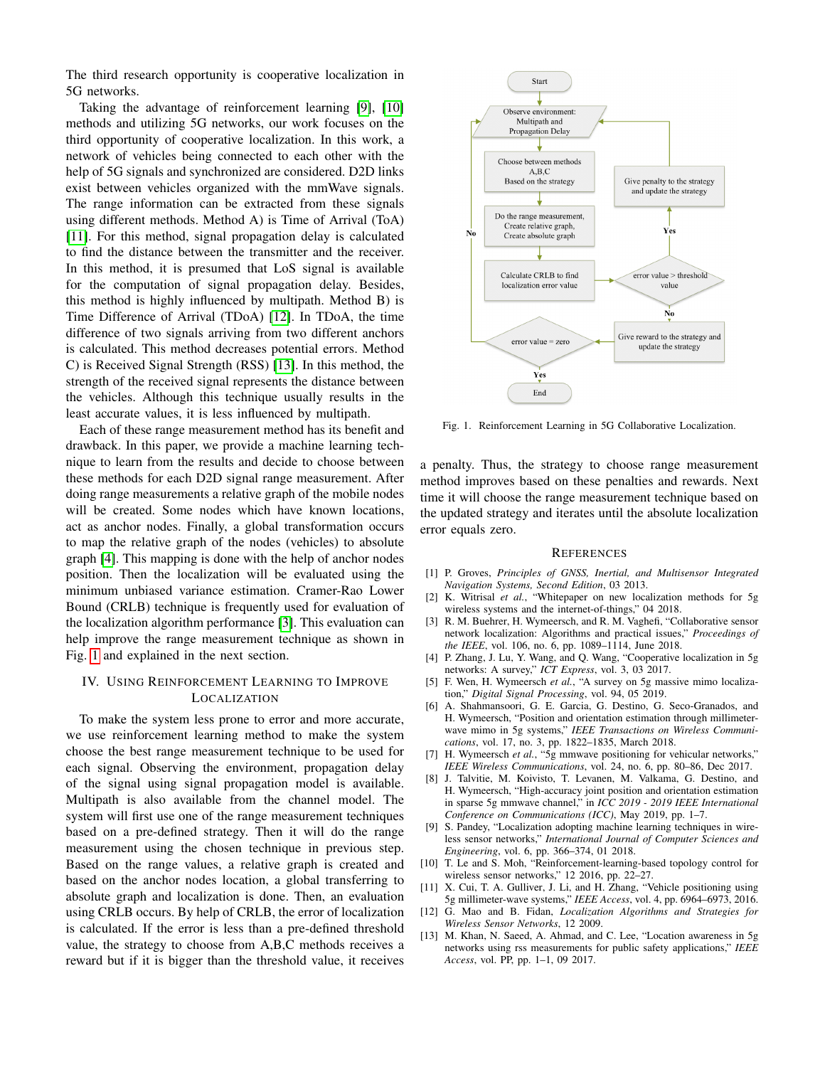The third research opportunity is cooperative localization in 5G networks.

Taking the advantage of reinforcement learning [9], [10] methods and utilizing 5G networks, our work focuses on the third opportunity of cooperative localization. In this work, a network of vehicles being connected to each other with the help of 5G signals and synchronized are considered. D2D links exist between vehicles organized with the mmWave signals. The range information can be extracted from these signals using different methods. Method A) is Time of Arrival (ToA) [11]. For this method, signal propagation delay is calculated to find the distance between the transmitter and the receiver. In this method, it is presumed that LoS signal is available for the computation of signal propagation delay. Besides, this method is highly influenced by multipath. Method B) is Time Difference of Arrival (TDoA) [12]. In TDoA, the time difference of two signals arriving from two different anchors is calculated. This method decreases potential errors. Method C) is Received Signal Strength (RSS) [13]. In this method, the strength of the received signal represents the distance between the vehicles. Although this technique usually results in the least accurate values, it is less influenced by multipath.

Each of these range measurement method has its benefit and drawback. In this paper, we provide a machine learning technique to learn from the results and decide to choose between these methods for each D2D signal range measurement. After doing range measurements a relative graph of the mobile nodes will be created. Some nodes which have known locations, act as anchor nodes. Finally, a global transformation occurs to map the relative graph of the nodes (vehicles) to absolute graph [4]. This mapping is done with the help of anchor nodes position. Then the localization will be evaluated using the minimum unbiased variance estimation. Cramer-Rao Lower Bound (CRLB) technique is frequently used for evaluation of the localization algorithm performance [3]. This evaluation can help improve the range measurement technique as shown in Fig. 1 and explained in the next section.

## IV. Using Reinforcement Learning to Improve Localization

To make the system less prone to error and more accurate, we use reinforcement learning method to make the system choose the best range measurement technique to be used for each signal. Observing the environment, propagation delay of the signal using signal propagation model is available. Multipath is also available from the channel model. The system will first use one of the range measurement techniques based on a pre-defined strategy. Then it will do the range measurement using the chosen technique in previous step. Based on the range values, a relative graph is created and based on the anchor nodes location, a global transferring to absolute graph and localization is done. Then, an evaluation using CRLB occurs. By help of CRLB, the error of localization is calculated. If the error is less than a pre-defined threshold value, the strategy to choose from A,B,C methods receives a reward but if it is bigger than the threshold value, it receives a penalty. Thus, the strategy to choose range measurement method improves based on these penalties and rewards. Next time it will choose the range measurement technique based on the updated strategy and iterates until the absolute localization error equals zero.

Start

Observe environment: Multipath and Propagation Delay

Choose between methods A,B,C Based on the strategy

Do the range measurement, Create relative graph, Create absolute graph

Calculate CRLB to find localization error value

error value > threshold value

Yes

Give penalty to the strategy and update the strategy

No

Give reward to the strategy and update the strategy

error value = zero

No

Yes

End

Fig. 1. Reinforcement Learning in 5G Collaborative Localization.

## References

[1] P. Groves, *Principles of GNSS, Inertial, and Multisensor Integrated Navigation Systems, Second Edition*, 03 2013.

[2] K. Witrisal *et al.*, "Whitepaper on new localization methods for 5g wireless systems and the internet-of-things," 04 2018.

[3] R. M. Buehrer, H. Wymeersch, and R. M. Vaghefi, "Collaborative sensor network localization: Algorithms and practical issues," *Proceedings of the IEEE*, vol. 106, no. 6, pp. 1089–1114, June 2018.

[4] P. Zhang, J. Lu, Y. Wang, and Q. Wang, "Cooperative localization in 5g networks: A survey," *ICT Express*, vol. 3, 03 2017.

[5] F. Wen, H. Wymeersch *et al.*, "A survey on 5g massive mimo localization," *Digital Signal Processing*, vol. 94, 05 2019.

[6] A. Shahmansoori, G. E. Garcia, G. Destino, G. Seco-Granados, and H. Wymeersch, "Position and orientation estimation through millimeter-wave mimo in 5g systems," *IEEE Transactions on Wireless Communications*, vol. 17, no. 3, pp. 1822–1835, March 2018.

[7] H. Wymeersch *et al.*, "5g mmwave positioning for vehicular networks," *IEEE Wireless Communications*, vol. 24, no. 6, pp. 80–86, Dec 2017.

[8] J. Talvitie, M. Koivisto, T. Levanen, M. Valkama, G. Destino, and H. Wymeersch, "High-accuracy joint position and orientation estimation in sparse 5g mmwave channel," in *ICC 2019 - 2019 IEEE International Conference on Communications (ICC)*, May 2019, pp. 1–7.

[9] S. Pandey, "Localization adopting machine learning techniques in wireless sensor networks," *International Journal of Computer Sciences and Engineering*, vol. 6, pp. 366–374, 01 2018.

[10] T. Le and S. Moh, "Reinforcement-learning-based topology control for wireless sensor networks," 12 2016, pp. 22–27.

[11] X. Cui, T. A. Gulliver, J. Li, and H. Zhang, "Vehicle positioning using 5g millimeter-wave systems," *IEEE Access*, vol. 4, pp. 6964–6973, 2016.

[12] G. Mao and B. Fidan, *Localization Algorithms and Strategies for Wireless Sensor Networks*, 12 2009.

[13] M. Khan, N. Saeed, A. Ahmad, and C. Lee, "Location awareness in 5g networks using rss measurements for public safety applications," *IEEE Access*, vol. PP, pp. 1–1, 09 2017.